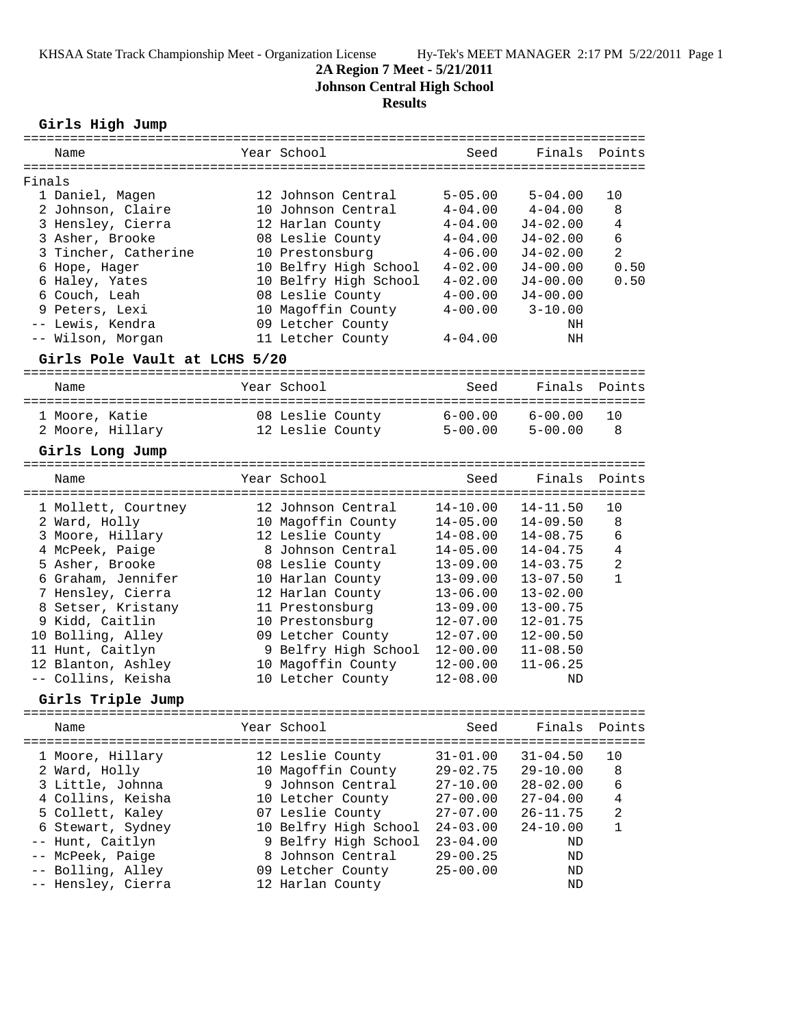KHSAA State Track Championship Meet - Organization License Hy-Tek's MEET MANAGER 2:17 PM 5/22/2011 Page 1

# 2A Region 7 Meet - 5/21/2011

## Johnson Central High School

## Results

### Girls High Jump

| | Name | Year | School | Seed | Finals | Points |
|---|---|---|---|---|---|---|
| **Finals** | | | | | | |
| 1 | Daniel, Magen | 12 | Johnson Central | 5-05.00 | 5-04.00 | 10 |
| 2 | Johnson, Claire | 10 | Johnson Central | 4-04.00 | 4-04.00 | 8 |
| 3 | Hensley, Cierra | 12 | Harlan County | 4-04.00 | J4-02.00 | 4 |
| 3 | Asher, Brooke | 08 | Leslie County | 4-04.00 | J4-02.00 | 6 |
| 3 | Tincher, Catherine | 10 | Prestonsburg | 4-06.00 | J4-02.00 | 2 |
| 6 | Hope, Hager | 10 | Belfry High School | 4-02.00 | J4-00.00 | 0.50 |
| 6 | Haley, Yates | 10 | Belfry High School | 4-02.00 | J4-00.00 | 0.50 |
| 6 | Couch, Leah | 08 | Leslie County | 4-00.00 | J4-00.00 | |
| 9 | Peters, Lexi | 10 | Magoffin County | 4-00.00 | 3-10.00 | |
| -- | Lewis, Kendra | 09 | Letcher County | | NH | |
| -- | Wilson, Morgan | 11 | Letcher County | 4-04.00 | NH | |

### Girls Pole Vault at LCHS 5/20

| | Name | Year | School | Seed | Finals | Points |
|---|---|---|---|---|---|---|
| 1 | Moore, Katie | 08 | Leslie County | 6-00.00 | 6-00.00 | 10 |
| 2 | Moore, Hillary | 12 | Leslie County | 5-00.00 | 5-00.00 | 8 |

### Girls Long Jump

| | Name | Year | School | Seed | Finals | Points |
|---|---|---|---|---|---|---|
| 1 | Mollett, Courtney | 12 | Johnson Central | 14-10.00 | 14-11.50 | 10 |
| 2 | Ward, Holly | 10 | Magoffin County | 14-05.00 | 14-09.50 | 8 |
| 3 | Moore, Hillary | 12 | Leslie County | 14-08.00 | 14-08.75 | 6 |
| 4 | McPeek, Paige | 8 | Johnson Central | 14-05.00 | 14-04.75 | 4 |
| 5 | Asher, Brooke | 08 | Leslie County | 13-09.00 | 14-03.75 | 2 |
| 6 | Graham, Jennifer | 10 | Harlan County | 13-09.00 | 13-07.50 | 1 |
| 7 | Hensley, Cierra | 12 | Harlan County | 13-06.00 | 13-02.00 | |
| 8 | Setser, Kristany | 11 | Prestonsburg | 13-09.00 | 13-00.75 | |
| 9 | Kidd, Caitlin | 10 | Prestonsburg | 12-07.00 | 12-01.75 | |
| 10 | Bolling, Alley | 09 | Letcher County | 12-07.00 | 12-00.50 | |
| 11 | Hunt, Caitlyn | 9 | Belfry High School | 12-00.00 | 11-08.50 | |
| 12 | Blanton, Ashley | 10 | Magoffin County | 12-00.00 | 11-06.25 | |
| -- | Collins, Keisha | 10 | Letcher County | 12-08.00 | ND | |

### Girls Triple Jump

| | Name | Year | School | Seed | Finals | Points |
|---|---|---|---|---|---|---|
| 1 | Moore, Hillary | 12 | Leslie County | 31-01.00 | 31-04.50 | 10 |
| 2 | Ward, Holly | 10 | Magoffin County | 29-02.75 | 29-10.00 | 8 |
| 3 | Little, Johnna | 9 | Johnson Central | 27-10.00 | 28-02.00 | 6 |
| 4 | Collins, Keisha | 10 | Letcher County | 27-00.00 | 27-04.00 | 4 |
| 5 | Collett, Kaley | 07 | Leslie County | 27-07.00 | 26-11.75 | 2 |
| 6 | Stewart, Sydney | 10 | Belfry High School | 24-03.00 | 24-10.00 | 1 |
| -- | Hunt, Caitlyn | 9 | Belfry High School | 23-04.00 | ND | |
| -- | McPeek, Paige | 8 | Johnson Central | 29-00.25 | ND | |
| -- | Bolling, Alley | 09 | Letcher County | 25-00.00 | ND | |
| -- | Hensley, Cierra | 12 | Harlan County | | ND | |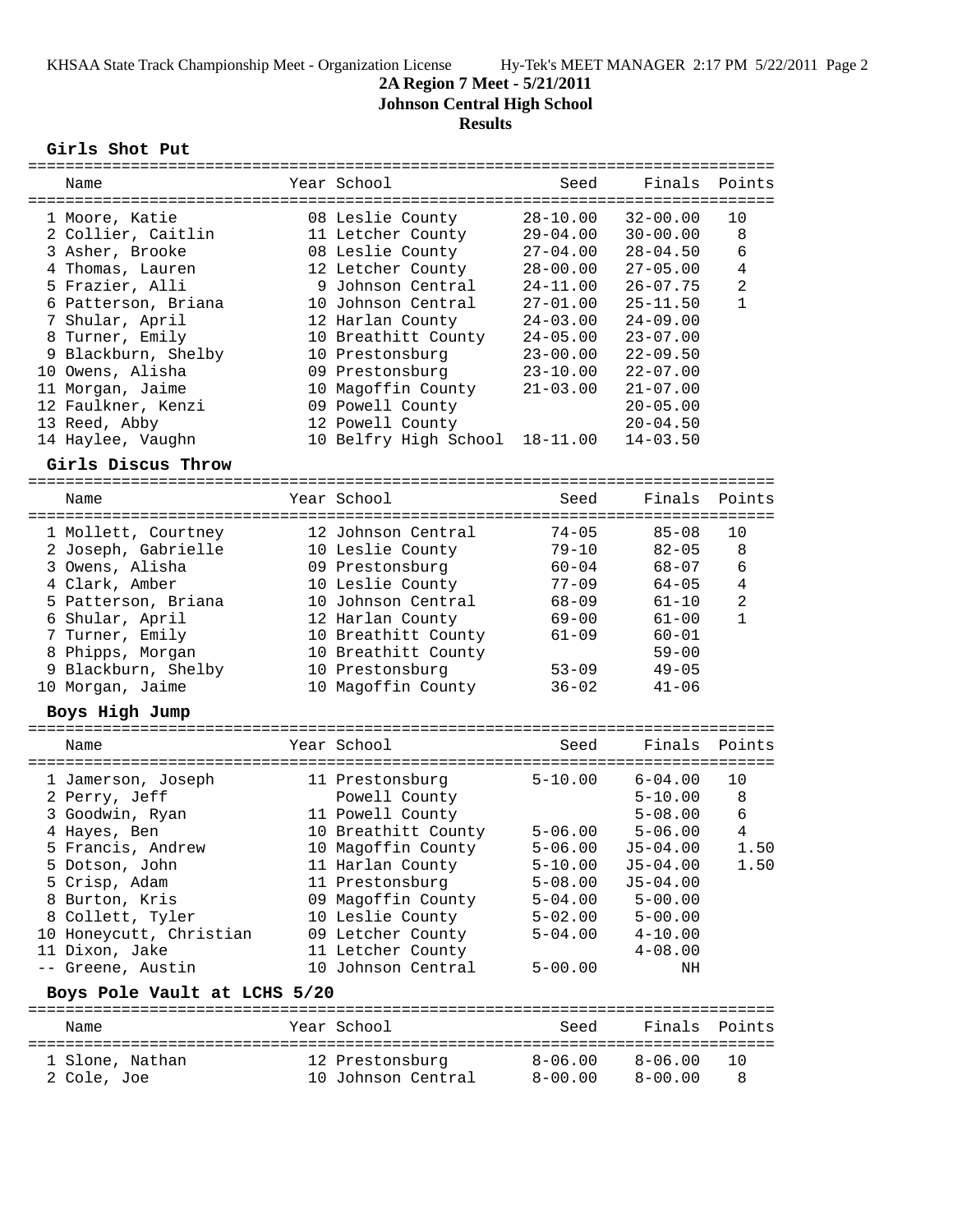**2A Region 7 Meet - 5/21/2011**

**Johnson Central High School**

**Results**

### Girls Shot Put

| Name | Year | School | Seed | Finals | Points |
|---|---|---|---|---|---|
| 1 Moore, Katie | 08 | Leslie County | 28-10.00 | 32-00.00 | 10 |
| 2 Collier, Caitlin | 11 | Letcher County | 29-04.00 | 30-00.00 | 8 |
| 3 Asher, Brooke | 08 | Leslie County | 27-04.00 | 28-04.50 | 6 |
| 4 Thomas, Lauren | 12 | Letcher County | 28-00.00 | 27-05.00 | 4 |
| 5 Frazier, Alli | 9 | Johnson Central | 24-11.00 | 26-07.75 | 2 |
| 6 Patterson, Briana | 10 | Johnson Central | 27-01.00 | 25-11.50 | 1 |
| 7 Shular, April | 12 | Harlan County | 24-03.00 | 24-09.00 | |
| 8 Turner, Emily | 10 | Breathitt County | 24-05.00 | 23-07.00 | |
| 9 Blackburn, Shelby | 10 | Prestonsburg | 23-00.00 | 22-09.50 | |
| 10 Owens, Alisha | 09 | Prestonsburg | 23-10.00 | 22-07.00 | |
| 11 Morgan, Jaime | 10 | Magoffin County | 21-03.00 | 21-07.00 | |
| 12 Faulkner, Kenzi | 09 | Powell County | | 20-05.00 | |
| 13 Reed, Abby | 12 | Powell County | | 20-04.50 | |
| 14 Haylee, Vaughn | 10 | Belfry High School | 18-11.00 | 14-03.50 | |

### Girls Discus Throw

| Name | Year | School | Seed | Finals | Points |
|---|---|---|---|---|---|
| 1 Mollett, Courtney | 12 | Johnson Central | 74-05 | 85-08 | 10 |
| 2 Joseph, Gabrielle | 10 | Leslie County | 79-10 | 82-05 | 8 |
| 3 Owens, Alisha | 09 | Prestonsburg | 60-04 | 68-07 | 6 |
| 4 Clark, Amber | 10 | Leslie County | 77-09 | 64-05 | 4 |
| 5 Patterson, Briana | 10 | Johnson Central | 68-09 | 61-10 | 2 |
| 6 Shular, April | 12 | Harlan County | 69-00 | 61-00 | 1 |
| 7 Turner, Emily | 10 | Breathitt County | 61-09 | 60-01 | |
| 8 Phipps, Morgan | 10 | Breathitt County | | 59-00 | |
| 9 Blackburn, Shelby | 10 | Prestonsburg | 53-09 | 49-05 | |
| 10 Morgan, Jaime | 10 | Magoffin County | 36-02 | 41-06 | |

### Boys High Jump

| Name | Year | School | Seed | Finals | Points |
|---|---|---|---|---|---|
| 1 Jamerson, Joseph | 11 | Prestonsburg | 5-10.00 | 6-04.00 | 10 |
| 2 Perry, Jeff | | Powell County | | 5-10.00 | 8 |
| 3 Goodwin, Ryan | 11 | Powell County | | 5-08.00 | 6 |
| 4 Hayes, Ben | 10 | Breathitt County | 5-06.00 | 5-06.00 | 4 |
| 5 Francis, Andrew | 10 | Magoffin County | 5-06.00 | J5-04.00 | 1.50 |
| 5 Dotson, John | 11 | Harlan County | 5-10.00 | J5-04.00 | 1.50 |
| 5 Crisp, Adam | 11 | Prestonsburg | 5-08.00 | J5-04.00 | |
| 8 Burton, Kris | 09 | Magoffin County | 5-04.00 | 5-00.00 | |
| 8 Collett, Tyler | 10 | Leslie County | 5-02.00 | 5-00.00 | |
| 10 Honeycutt, Christian | 09 | Letcher County | 5-04.00 | 4-10.00 | |
| 11 Dixon, Jake | 11 | Letcher County | | 4-08.00 | |
| -- Greene, Austin | 10 | Johnson Central | 5-00.00 | NH | |

### Boys Pole Vault at LCHS 5/20

| Name | Year | School | Seed | Finals | Points |
|---|---|---|---|---|---|
| 1 Slone, Nathan | 12 | Prestonsburg | 8-06.00 | 8-06.00 | 10 |
| 2 Cole, Joe | 10 | Johnson Central | 8-00.00 | 8-00.00 | 8 |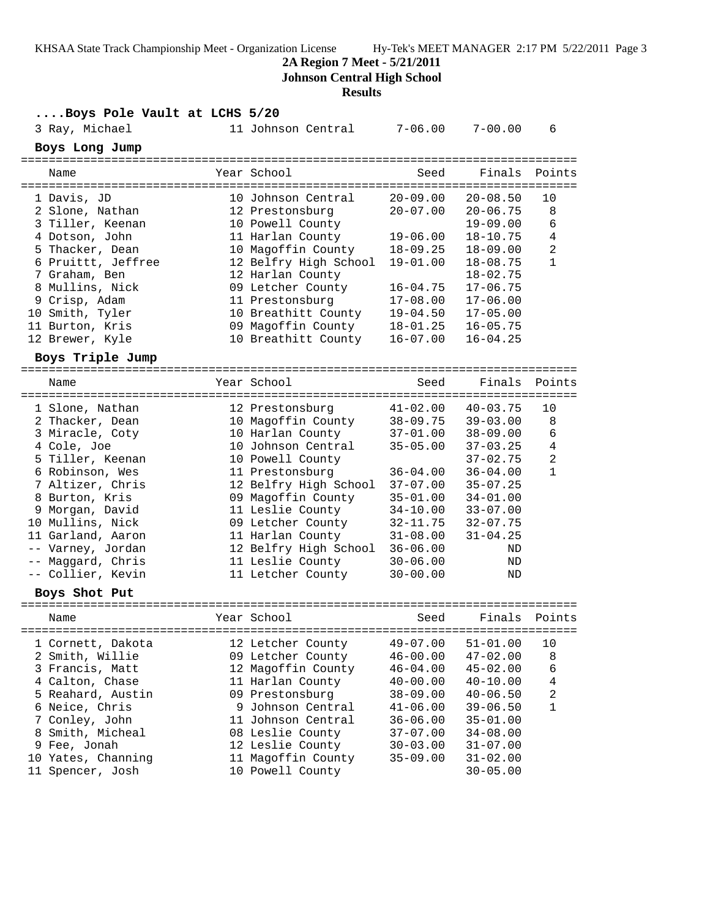**2A Region 7 Meet - 5/21/2011**

**Johnson Central High School**

**Results**

### ....Boys Pole Vault at LCHS 5/20

| Place | Name | Year | School | Seed | Finals | Points |
|---|---|---|---|---|---|---|
| 3 | Ray, Michael | 11 | Johnson Central | 7-06.00 | 7-00.00 | 6 |

### Boys Long Jump

| Place | Name | Year | School | Seed | Finals | Points |
|---|---|---|---|---|---|---|
| 1 | Davis, JD | 10 | Johnson Central | 20-09.00 | 20-08.50 | 10 |
| 2 | Slone, Nathan | 12 | Prestonsburg | 20-07.00 | 20-06.75 | 8 |
| 3 | Tiller, Keenan | 10 | Powell County | | 19-09.00 | 6 |
| 4 | Dotson, John | 11 | Harlan County | 19-06.00 | 18-10.75 | 4 |
| 5 | Thacker, Dean | 10 | Magoffin County | 18-09.25 | 18-09.00 | 2 |
| 6 | Pruittt, Jeffree | 12 | Belfry High School | 19-01.00 | 18-08.75 | 1 |
| 7 | Graham, Ben | 12 | Harlan County | | 18-02.75 | |
| 8 | Mullins, Nick | 09 | Letcher County | 16-04.75 | 17-06.75 | |
| 9 | Crisp, Adam | 11 | Prestonsburg | 17-08.00 | 17-06.00 | |
| 10 | Smith, Tyler | 10 | Breathitt County | 19-04.50 | 17-05.00 | |
| 11 | Burton, Kris | 09 | Magoffin County | 18-01.25 | 16-05.75 | |
| 12 | Brewer, Kyle | 10 | Breathitt County | 16-07.00 | 16-04.25 | |

### Boys Triple Jump

| Place | Name | Year | School | Seed | Finals | Points |
|---|---|---|---|---|---|---|
| 1 | Slone, Nathan | 12 | Prestonsburg | 41-02.00 | 40-03.75 | 10 |
| 2 | Thacker, Dean | 10 | Magoffin County | 38-09.75 | 39-03.00 | 8 |
| 3 | Miracle, Coty | 10 | Harlan County | 37-01.00 | 38-09.00 | 6 |
| 4 | Cole, Joe | 10 | Johnson Central | 35-05.00 | 37-03.25 | 4 |
| 5 | Tiller, Keenan | 10 | Powell County | | 37-02.75 | 2 |
| 6 | Robinson, Wes | 11 | Prestonsburg | 36-04.00 | 36-04.00 | 1 |
| 7 | Altizer, Chris | 12 | Belfry High School | 37-07.00 | 35-07.25 | |
| 8 | Burton, Kris | 09 | Magoffin County | 35-01.00 | 34-01.00 | |
| 9 | Morgan, David | 11 | Leslie County | 34-10.00 | 33-07.00 | |
| 10 | Mullins, Nick | 09 | Letcher County | 32-11.75 | 32-07.75 | |
| 11 | Garland, Aaron | 11 | Harlan County | 31-08.00 | 31-04.25 | |
| -- | Varney, Jordan | 12 | Belfry High School | 36-06.00 | ND | |
| -- | Maggard, Chris | 11 | Leslie County | 30-06.00 | ND | |
| -- | Collier, Kevin | 11 | Letcher County | 30-00.00 | ND | |

### Boys Shot Put

| Place | Name | Year | School | Seed | Finals | Points |
|---|---|---|---|---|---|---|
| 1 | Cornett, Dakota | 12 | Letcher County | 49-07.00 | 51-01.00 | 10 |
| 2 | Smith, Willie | 09 | Letcher County | 46-00.00 | 47-02.00 | 8 |
| 3 | Francis, Matt | 12 | Magoffin County | 46-04.00 | 45-02.00 | 6 |
| 4 | Calton, Chase | 11 | Harlan County | 40-00.00 | 40-10.00 | 4 |
| 5 | Reahard, Austin | 09 | Prestonsburg | 38-09.00 | 40-06.50 | 2 |
| 6 | Neice, Chris | 9 | Johnson Central | 41-06.00 | 39-06.50 | 1 |
| 7 | Conley, John | 11 | Johnson Central | 36-06.00 | 35-01.00 | |
| 8 | Smith, Micheal | 08 | Leslie County | 37-07.00 | 34-08.00 | |
| 9 | Fee, Jonah | 12 | Leslie County | 30-03.00 | 31-07.00 | |
| 10 | Yates, Channing | 11 | Magoffin County | 35-09.00 | 31-02.00 | |
| 11 | Spencer, Josh | 10 | Powell County | | 30-05.00 | |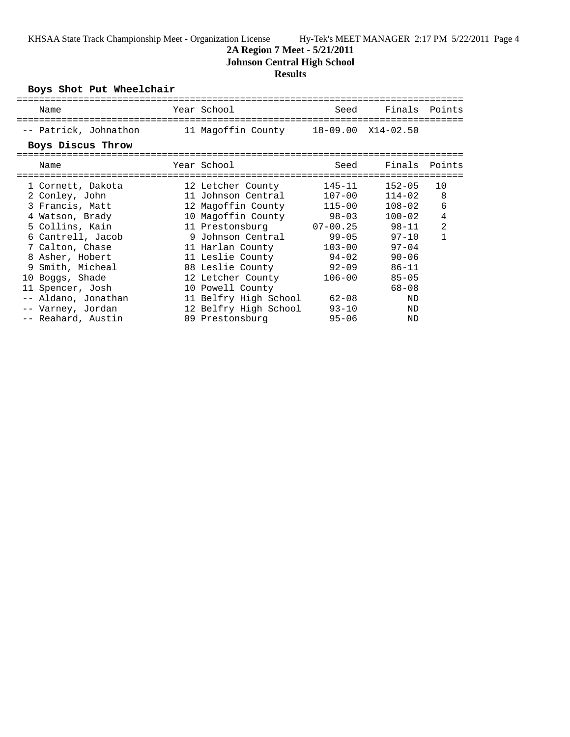# 2A Region 7 Meet - 5/21/2011

## Johnson Central High School

## Results

### Boys Shot Put Wheelchair

| | Name | Year | School | Seed | Finals | Points |
|---|---|---|---|---|---|---|
| -- | Patrick, Johnathon | 11 | Magoffin County | 18-09.00 | X14-02.50 | |

### Boys Discus Throw

| | Name | Year | School | Seed | Finals | Points |
|---|---|---|---|---|---|---|
| 1 | Cornett, Dakota | 12 | Letcher County | 145-11 | 152-05 | 10 |
| 2 | Conley, John | 11 | Johnson Central | 107-00 | 114-02 | 8 |
| 3 | Francis, Matt | 12 | Magoffin County | 115-00 | 108-02 | 6 |
| 4 | Watson, Brady | 10 | Magoffin County | 98-03 | 100-02 | 4 |
| 5 | Collins, Kain | 11 | Prestonsburg | 07-00.25 | 98-11 | 2 |
| 6 | Cantrell, Jacob | 9 | Johnson Central | 99-05 | 97-10 | 1 |
| 7 | Calton, Chase | 11 | Harlan County | 103-00 | 97-04 | |
| 8 | Asher, Hobert | 11 | Leslie County | 94-02 | 90-06 | |
| 9 | Smith, Micheal | 08 | Leslie County | 92-09 | 86-11 | |
| 10 | Boggs, Shade | 12 | Letcher County | 106-00 | 85-05 | |
| 11 | Spencer, Josh | 10 | Powell County | | 68-08 | |
| -- | Aldano, Jonathan | 11 | Belfry High School | 62-08 | ND | |
| -- | Varney, Jordan | 12 | Belfry High School | 93-10 | ND | |
| -- | Reahard, Austin | 09 | Prestonsburg | 95-06 | ND | |